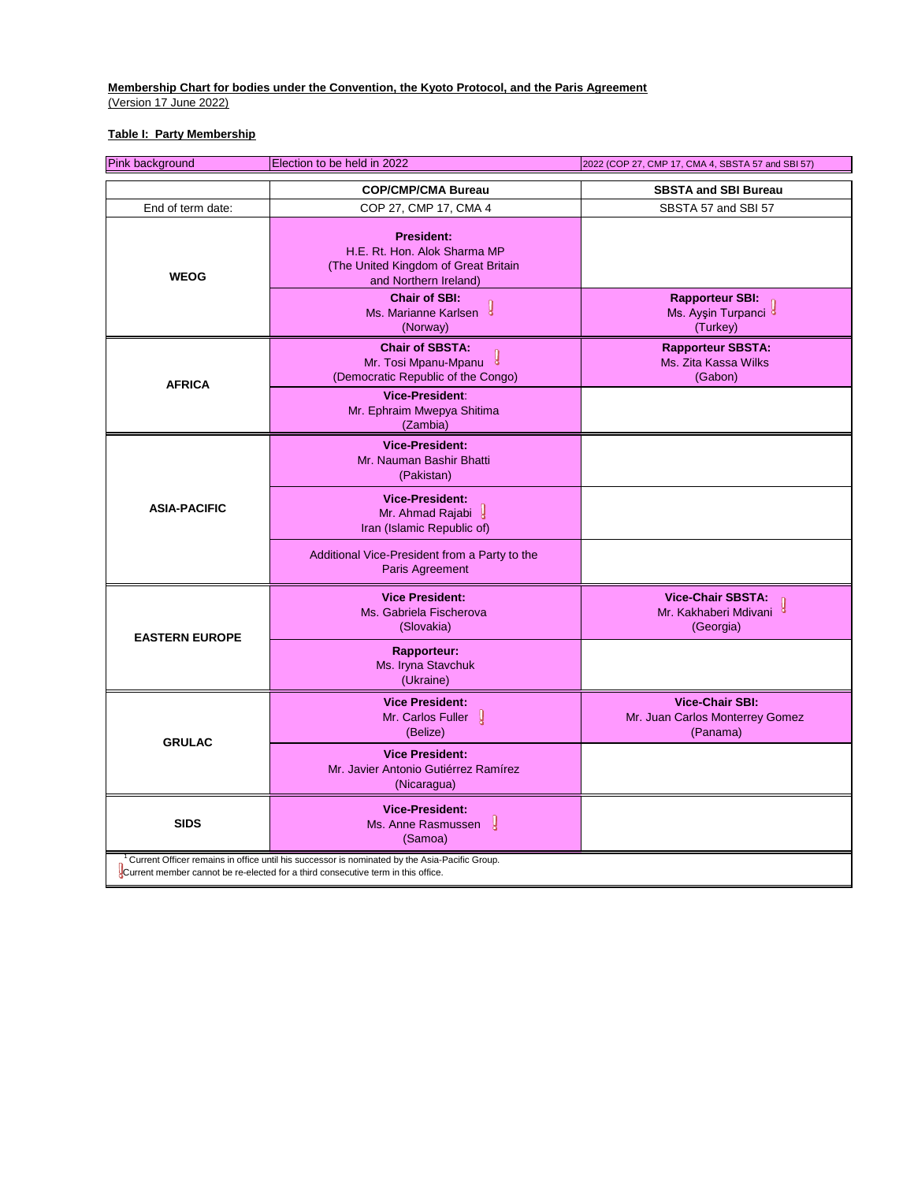**Membership Chart for bodies under the Convention, the Kyoto Protocol, and the Paris Agreement**
(Version 17 June 2022)

**Table I: Party Membership**

| Pink background | Election to be held in 2022 | 2022 (COP 27, CMP 17, CMA 4, SBSTA 57 and SBI 57) |
|---|---|---|

| | **COP/CMP/CMA Bureau** | **SBSTA and SBI Bureau** |
|---|---|---|
| End of term date: | COP 27, CMP 17, CMA 4 | SBSTA 57 and SBI 57 |
| **WEOG** | **President:** H.E. Rt. Hon. Alok Sharma MP (The United Kingdom of Great Britain and Northern Ireland) | |
| | **Chair of SBI:** Ms. Marianne Karlsen ! (Norway) | **Rapporteur SBI:** Ms. Ayşin Turpanci ! (Turkey) |
| **AFRICA** | **Chair of SBSTA:** Mr. Tosi Mpanu-Mpanu ! (Democratic Republic of the Congo) | **Rapporteur SBSTA:** Ms. Zita Kassa Wilks (Gabon) |
| | **Vice-President:** Mr. Ephraim Mwepya Shitima (Zambia) | |
| **ASIA-PACIFIC** | **Vice-President:** Mr. Nauman Bashir Bhatti (Pakistan) | |
| | **Vice-President:** Mr. Ahmad Rajabi ! Iran (Islamic Republic of) | |
| | Additional Vice-President from a Party to the Paris Agreement | |
| **EASTERN EUROPE** | **Vice President:** Ms. Gabriela Fischerova (Slovakia) | **Vice-Chair SBSTA:** Mr. Kakhaberi Mdivani ! (Georgia) |
| | **Rapporteur:** Ms. Iryna Stavchuk (Ukraine) | |
| **GRULAC** | **Vice President:** Mr. Carlos Fuller ! (Belize) | **Vice-Chair SBI:** Mr. Juan Carlos Monterrey Gomez (Panama) |
| | **Vice President:** Mr. Javier Antonio Gutiérrez Ramírez (Nicaragua) | |
| **SIDS** | **Vice-President:** Ms. Anne Rasmussen ! (Samoa) | |

[1] Current Officer remains in office until his successor is nominated by the Asia-Pacific Group.
! Current member cannot be re-elected for a third consecutive term in this office.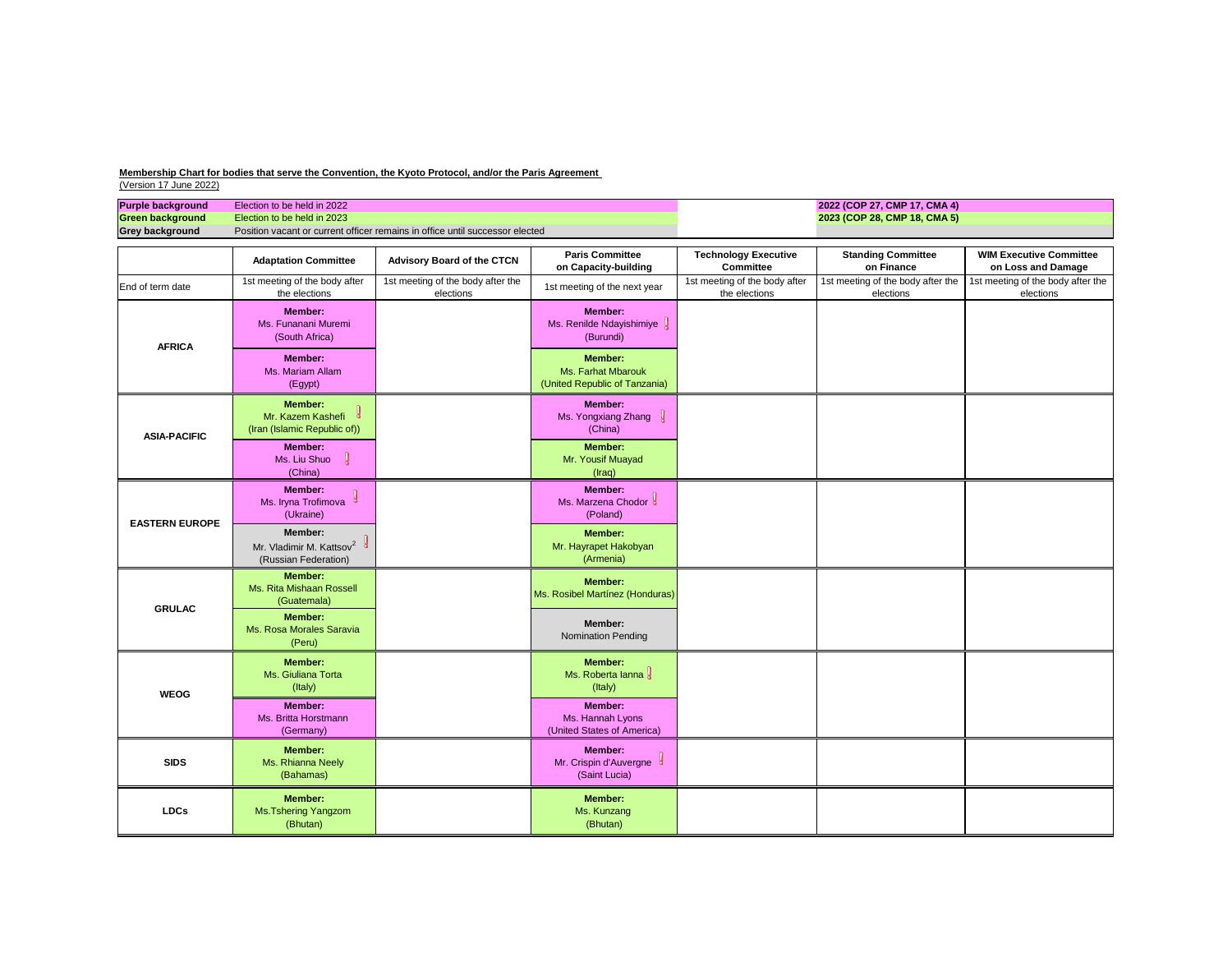**Membership Chart for bodies that serve the Convention, the Kyoto Protocol, and/or the Paris Agreement**
(Version 17 June 2022)

| | | |
|---|---|---|
| **Purple background** | Election to be held in 2022 | **2022 (COP 27, CMP 17, CMA 4)** |
| **Green background** | Election to be held in 2023 | **2023 (COP 28, CMP 18, CMA 5)** |
| **Grey background** | Position vacant or current officer remains in office until successor elected | |

| | **Adaptation Committee** | **Advisory Board of the CTCN** | **Paris Committee on Capacity-building** | **Technology Executive Committee** | **Standing Committee on Finance** | **WIM Executive Committee on Loss and Damage** |
|---|---|---|---|---|---|---|
| End of term date | 1st meeting of the body after the elections | 1st meeting of the body after the elections | 1st meeting of the next year | 1st meeting of the body after the elections | 1st meeting of the body after the elections | 1st meeting of the body after the elections |
| **AFRICA** | **Member:** Ms. Funanani Muremi (South Africa) | | **Member:** Ms. Renilde Ndayishimiye ! (Burundi) | | | |
| | **Member:** Ms. Mariam Allam (Egypt) | | **Member:** Ms. Farhat Mbarouk (United Republic of Tanzania) | | | |
| **ASIA-PACIFIC** | **Member:** Mr. Kazem Kashefi ! (Iran (Islamic Republic of)) | | **Member:** Ms. Yongxiang Zhang ! (China) | | | |
| | **Member:** Ms. Liu Shuo ! (China) | | **Member:** Mr. Yousif Muayad (Iraq) | | | |
| **EASTERN EUROPE** | **Member:** Ms. Iryna Trofimova ! (Ukraine) | | **Member:** Ms. Marzena Chodor ! (Poland) | | | |
| | **Member:** Mr. Vladimir M. Kattsov[2] ! (Russian Federation) | | **Member:** Mr. Hayrapet Hakobyan (Armenia) | | | |
| **GRULAC** | **Member:** Ms. Rita Mishaan Rossell (Guatemala) | | **Member:** Ms. Rosibel Martínez (Honduras) | | | |
| | **Member:** Ms. Rosa Morales Saravia (Peru) | | **Member:** Nomination Pending | | | |
| **WEOG** | **Member:** Ms. Giuliana Torta (Italy) | | **Member:** Ms. Roberta Ianna ! (Italy) | | | |
| | **Member:** Ms. Britta Horstmann (Germany) | | **Member:** Ms. Hannah Lyons (United States of America) | | | |
| **SIDS** | **Member:** Ms. Rhianna Neely (Bahamas) | | **Member:** Mr. Crispin d'Auvergne ! (Saint Lucia) | | | |
| **LDCs** | **Member:** Ms.Tshering Yangzom (Bhutan) | | **Member:** Ms. Kunzang (Bhutan) | | | |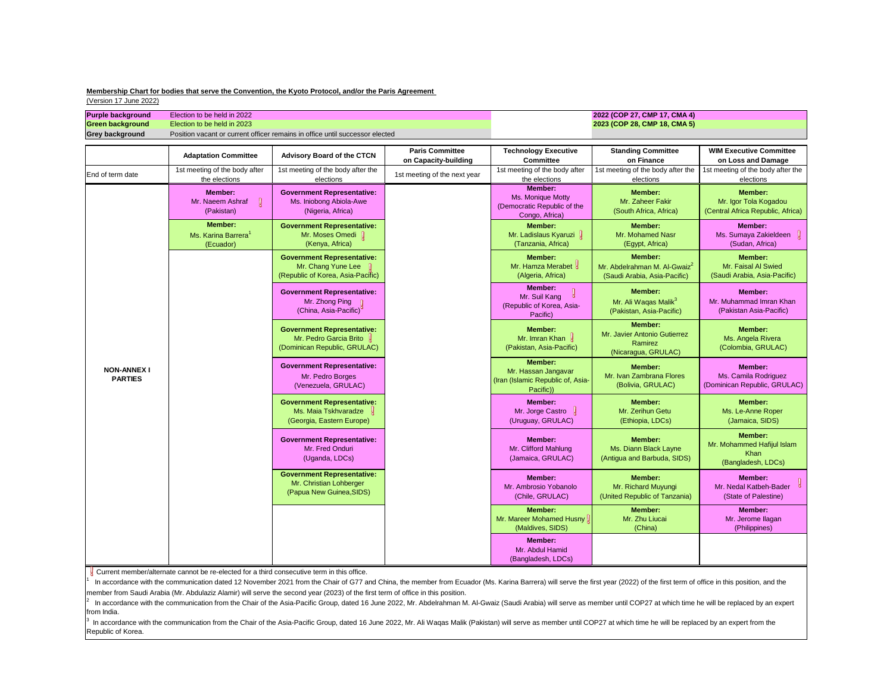**Membership Chart for bodies that serve the Convention, the Kyoto Protocol, and/or the Paris Agreement**

(Version 17 June 2022)

| | | | |
|---|---|---|---|
| **Purple background** | Election to be held in 2022 | | **2022 (COP 27, CMP 17, CMA 4)** |
| **Green background** | Election to be held in 2023 | | **2023 (COP 28, CMP 18, CMA 5)** |
| **Grey background** | Position vacant or current officer remains in office until successor elected | | |

| | Adaptation Committee | Advisory Board of the CTCN | Paris Committee on Capacity-building | Technology Executive Committee | Standing Committee on Finance | WIM Executive Committee on Loss and Damage |
|---|---|---|---|---|---|---|
| End of term date | 1st meeting of the body after the elections | 1st meeting of the body after the elections | 1st meeting of the next year | 1st meeting of the body after the elections | 1st meeting of the body after the elections | 1st meeting of the body after the elections |
| **NON-ANNEX I PARTIES** | **Member:** Mr. Naeem Ashraf ! (Pakistan) | **Government Representative:** Ms. Iniobong Abiola-Awe (Nigeria, Africa) | | **Member:** Ms. Monique Motty (Democratic Republic of the Congo, Africa) | **Member:** Mr. Zaheer Fakir (South Africa, Africa) | **Member:** Mr. Igor Tola Kogadou (Central Africa Republic, Africa) |
| | **Member:** Ms. Karina Barrera[1] (Ecuador) | **Government Representative:** Mr. Moses Omedi ! (Kenya, Africa) | | **Member:** Mr. Ladislaus Kyaruzi ! (Tanzania, Africa) | **Member:** Mr. Mohamed Nasr (Egypt, Africa) | **Member:** Ms. Sumaya Zakieldeen ! (Sudan, Africa) |
| | | **Government Representative:** Mr. Chang Yune Lee ! (Republic of Korea, Asia-Pacific) | | **Member:** Mr. Hamza Merabet ! (Algeria, Africa) | **Member:** Mr. Abdelrahman M. Al-Gwaiz[2] (Saudi Arabia, Asia-Pacific) | **Member:** Mr. Faisal Al Swied (Saudi Arabia, Asia-Pacific) |
| | | **Government Representative:** Mr. Zhong Ping ! (China, Asia-Pacific) | | **Member:** Mr. Suil Kang ! (Republic of Korea, Asia-Pacific) | **Member:** Mr. Ali Waqas Malik[3] (Pakistan, Asia-Pacific) | **Member:** Mr. Muhammad Imran Khan (Pakistan Asia-Pacific) |
| | | **Government Representative:** Mr. Pedro Garcia Brito ! (Dominican Republic, GRULAC) | | **Member:** Mr. Imran Khan ! (Pakistan, Asia-Pacific) | **Member:** Mr. Javier Antonio Gutierrez Ramirez (Nicaragua, GRULAC) | **Member:** Ms. Angela Rivera (Colombia, GRULAC) |
| | | **Government Representative:** Mr. Pedro Borges (Venezuela, GRULAC) | | **Member:** Mr. Hassan Jangavar (Iran (Islamic Republic of, Asia-Pacific)) | **Member:** Mr. Ivan Zambrana Flores (Bolivia, GRULAC) | **Member:** Ms. Camila Rodriguez (Dominican Republic, GRULAC) |
| | | **Government Representative:** Ms. Maia Tskhvaradze ! (Georgia, Eastern Europe) | | **Member:** Mr. Jorge Castro ! (Uruguay, GRULAC) | **Member:** Mr. Zerihun Getu (Ethiopia, LDCs) | **Member:** Ms. Le-Anne Roper (Jamaica, SIDS) |
| | | **Government Representative:** Mr. Fred Onduri (Uganda, LDCs) | | **Member:** Mr. Clifford Mahlung (Jamaica, GRULAC) | **Member:** Ms. Diann Black Layne (Antigua and Barbuda, SIDS) | **Member:** Mr. Mohammed Hafijul Islam Khan (Bangladesh, LDCs) |
| | | **Government Representative:** Mr. Christian Lohberger (Papua New Guinea,SIDS) | | **Member:** Mr. Ambrosio Yobanolo (Chile, GRULAC) | **Member:** Mr. Richard Muyungi (United Republic of Tanzania) | **Member:** Mr. Nedal Katbeh-Bader ! (State of Palestine) |
| | | | | **Member:** Mr. Mareer Mohamed Husny ! (Maldives, SIDS) | **Member:** Mr. Zhu Liucai (China) | **Member:** Mr. Jerome Ilagan (Philippines) |
| | | | | **Member:** Mr. Abdul Hamid (Bangladesh, LDCs) | | |

! Current member/alternate cannot be re-elected for a third consecutive term in this office.

[1] In accordance with the communication dated 12 November 2021 from the Chair of G77 and China, the member from Ecuador (Ms. Karina Barrera) will serve the first year (2022) of the first term of office in this position, and the member from Saudi Arabia (Mr. Abdulaziz Alamir) will serve the second year (2023) of the first term of office in this position.

[2] In accordance with the communication from the Chair of the Asia-Pacific Group, dated 16 June 2022, Mr. Abdelrahman M. Al-Gwaiz (Saudi Arabia) will serve as member until COP27 at which time he will be replaced by an expert from India.

[3] In accordance with the communication from the Chair of the Asia-Pacific Group, dated 16 June 2022, Mr. Ali Waqas Malik (Pakistan) will serve as member until COP27 at which time he will be replaced by an expert from the Republic of Korea.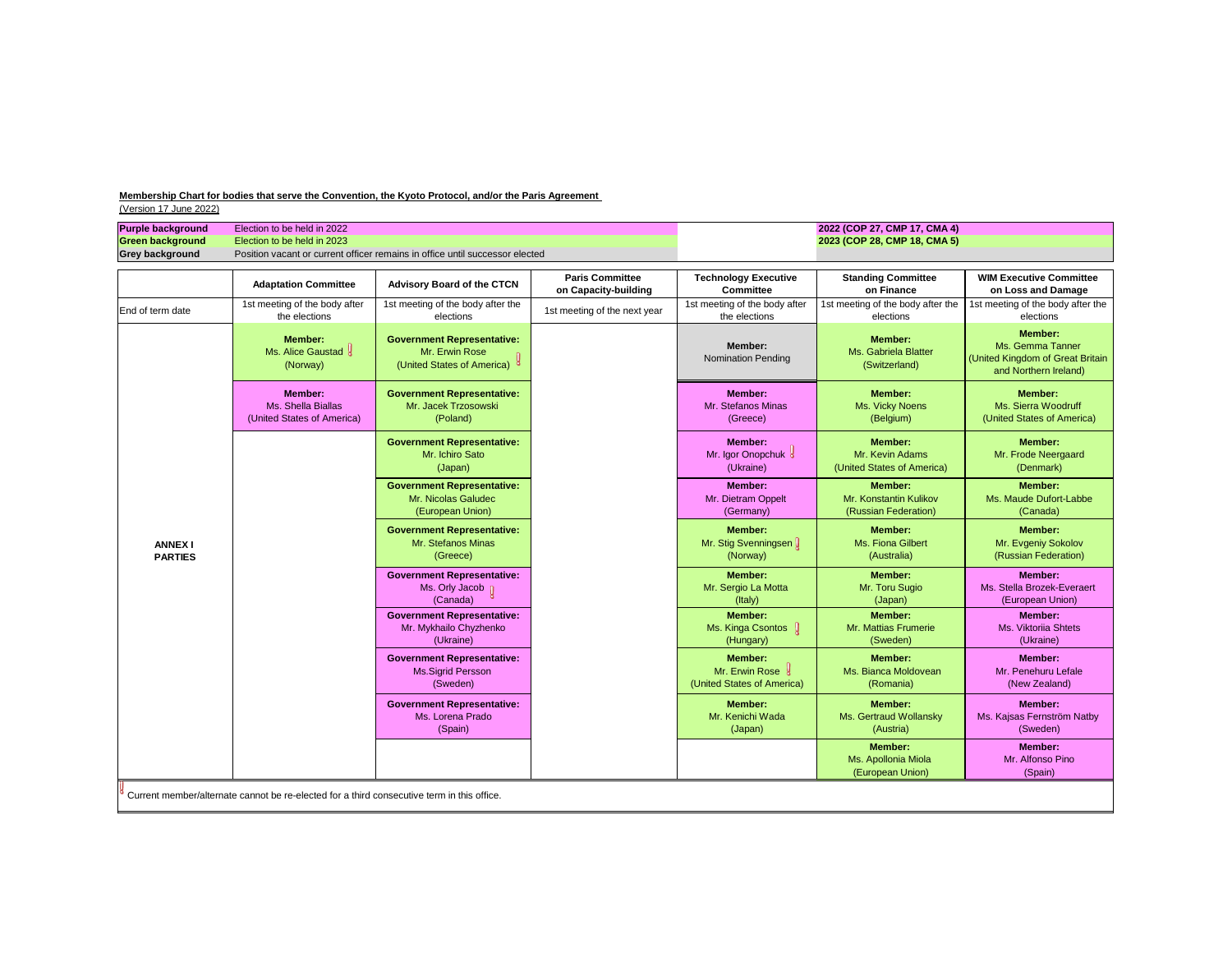**Membership Chart for bodies that serve the Convention, the Kyoto Protocol, and/or the Paris Agreement**
(Version 17 June 2022)

| | | |
|---|---|---|
| **Purple background** | Election to be held in 2022 | **2022 (COP 27, CMP 17, CMA 4)** |
| **Green background** | Election to be held in 2023 | **2023 (COP 28, CMP 18, CMA 5)** |
| **Grey background** | Position vacant or current officer remains in office until successor elected | |

| | Adaptation Committee | Advisory Board of the CTCN | Paris Committee on Capacity-building | Technology Executive Committee | Standing Committee on Finance | WIM Executive Committee on Loss and Damage |
|---|---|---|---|---|---|---|
| End of term date | 1st meeting of the body after the elections | 1st meeting of the body after the elections | 1st meeting of the next year | 1st meeting of the body after the elections | 1st meeting of the body after the elections | 1st meeting of the body after the elections |
| **ANNEX I PARTIES** | **Member:** Ms. Alice Gaustad ! (Norway) | **Government Representative:** Mr. Erwin Rose (United States of America) ! | | **Member:** Nomination Pending | **Member:** Ms. Gabriela Blatter (Switzerland) | **Member:** Ms. Gemma Tanner (United Kingdom of Great Britain and Northern Ireland) |
| | **Member:** Ms. Shella Biallas (United States of America) | **Government Representative:** Mr. Jacek Trzosowski (Poland) | | **Member:** Mr. Stefanos Minas (Greece) | **Member:** Ms. Vicky Noens (Belgium) | **Member:** Ms. Sierra Woodruff (United States of America) |
| | | **Government Representative:** Mr. Ichiro Sato (Japan) | | **Member:** Mr. Igor Onopchuk ! (Ukraine) | **Member:** Mr. Kevin Adams (United States of America) | **Member:** Mr. Frode Neergaard (Denmark) |
| | | **Government Representative:** Mr. Nicolas Galudec (European Union) | | **Member:** Mr. Dietram Oppelt (Germany) | **Member:** Mr. Konstantin Kulikov (Russian Federation) | **Member:** Ms. Maude Dufort-Labbe (Canada) |
| | | **Government Representative:** Mr. Stefanos Minas (Greece) | | **Member:** Mr. Stig Svenningsen ! (Norway) | **Member:** Ms. Fiona Gilbert (Australia) | **Member:** Mr. Evgeniy Sokolov (Russian Federation) |
| | | **Government Representative:** Ms. Orly Jacob ! (Canada) | | **Member:** Mr. Sergio La Motta (Italy) | **Member:** Mr. Toru Sugio (Japan) | **Member:** Ms. Stella Brozek-Everaert (European Union) |
| | | **Government Representative:** Mr. Mykhailo Chyzhenko (Ukraine) | | **Member:** Ms. Kinga Csontos ! (Hungary) | **Member:** Mr. Mattias Frumerie (Sweden) | **Member:** Ms. Viktoriia Shtets (Ukraine) |
| | | **Government Representative:** Ms.Sigrid Persson (Sweden) | | **Member:** Mr. Erwin Rose ! (United States of America) | **Member:** Ms. Bianca Moldovean (Romania) | **Member:** Mr. Penehuru Lefale (New Zealand) |
| | | **Government Representative:** Ms. Lorena Prado (Spain) | | **Member:** Mr. Kenichi Wada (Japan) | **Member:** Ms. Gertraud Wollansky (Austria) | **Member:** Ms. Kajsas Fernström Natby (Sweden) |
| | | | | | **Member:** Ms. Apollonia Miola (European Union) | **Member:** Mr. Alfonso Pino (Spain) |

! Current member/alternate cannot be re-elected for a third consecutive term in this office.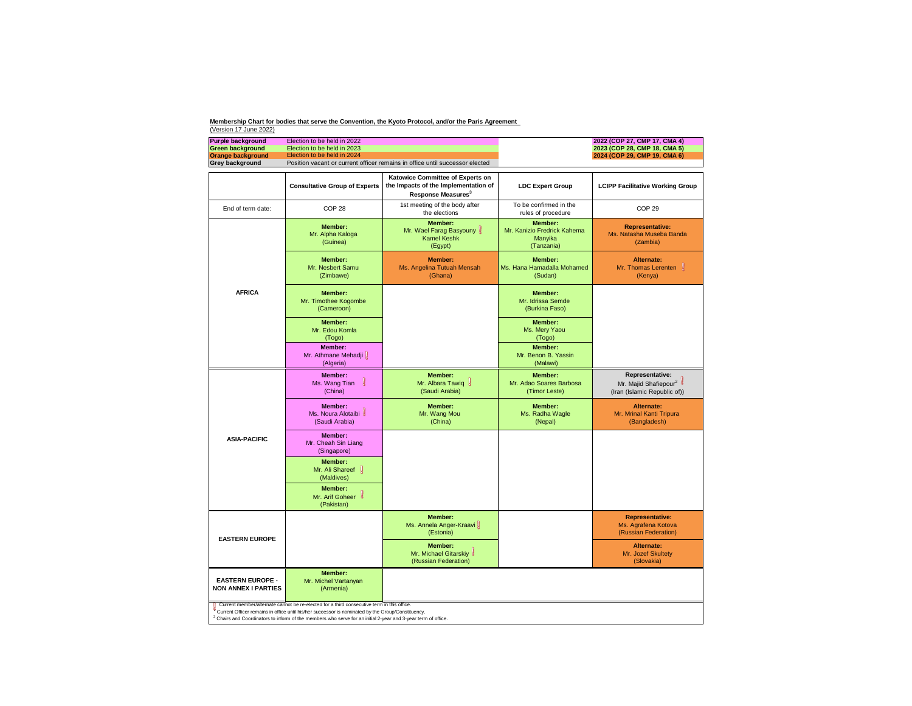**Membership Chart for bodies that serve the Convention, the Kyoto Protocol, and/or the Paris Agreement**
(Version 17 June 2022)

| | | | |
|---|---|---|---|
| **Purple background** | Election to be held in 2022 | | **2022 (COP 27, CMP 17, CMA 4)** |
| **Green background** | Election to be held in 2023 | | **2023 (COP 28, CMP 18, CMA 5)** |
| **Orange background** | Election to be held in 2024 | | **2024 (COP 29, CMP 19, CMA 6)** |
| **Grey background** | Position vacant or current officer remains in office until successor elected | | |

| | **Consultative Group of Experts** | **Katowice Committee of Experts on the Impacts of the Implementation of Response Measures[3]** | **LDC Expert Group** | **LCIPP Facilitative Working Group** |
|---|---|---|---|---|
| End of term date: | COP 28 | 1st meeting of the body after the elections | To be confirmed in the rules of procedure | COP 29 |
| **AFRICA** | **Member:** Mr. Alpha Kaloga (Guinea) | **Member:** Mr. Wael Farag Basyouny Kamel Keshk (Egypt) ! | **Member:** Mr. Kanizio Fredrick Kahema Manyika (Tanzania) | **Representative:** Ms. Natasha Museba Banda (Zambia) |
| | **Member:** Mr. Nesbert Samu (Zimbawe) | **Member:** Ms. Angelina Tutuah Mensah (Ghana) | **Member:** Ms. Hana Hamadalla Mohamed (Sudan) | **Alternate:** Mr. Thomas Lerenten ! (Kenya) |
| | **Member:** Mr. Timothee Kogombe (Cameroon) | | **Member:** Mr. Idrissa Semde (Burkina Faso) | |
| | **Member:** Mr. Edou Komla (Togo) | | **Member:** Ms. Mery Yaou (Togo) | |
| | **Member:** Mr. Athmane Mehadji ! (Algeria) | | **Member:** Mr. Benon B. Yassin (Malawi) | |
| **ASIA-PACIFIC** | **Member:** Ms. Wang Tian ! (China) | **Member:** Mr. Albara Tawiq ! (Saudi Arabia) | **Member:** Mr. Adao Soares Barbosa (Timor Leste) | **Representative:** Mr. Majid Shafiepour[2] ! (Iran (Islamic Republic of)) |
| | **Member:** Ms. Noura Alotaibi ! (Saudi Arabia) | **Member:** Mr. Wang Mou (China) | **Member:** Ms. Radha Wagle (Nepal) | **Alternate:** Mr. Mrinal Kanti Tripura (Bangladesh) |
| | **Member:** Mr. Cheah Sin Liang (Singapore) | | | |
| | **Member:** Mr. Ali Shareef ! (Maldives) | | | |
| | **Member:** Mr. Arif Goheer ! (Pakistan) | | | |
| **EASTERN EUROPE** | | **Member:** Ms. Annela Anger-Kraavi ! (Estonia) | | **Representative:** Ms. Agrafena Kotova (Russian Federation) |
| | | **Member:** Mr. Michael Gitarskiy ! (Russian Federation) | | **Alternate:** Mr. Jozef Skultety (Slovakia) |
| **EASTERN EUROPE - NON ANNEX I PARTIES** | **Member:** Mr. Michel Vartanyan (Armenia) | | | |

! Current member/alternate cannot be re-elected for a third consecutive term in this office.

[2] Current Officer remains in office until his/her successor is nominated by the Group/Constituency.

[3] Chairs and Coordinators to inform of the members who serve for an initial 2-year and 3-year term of office.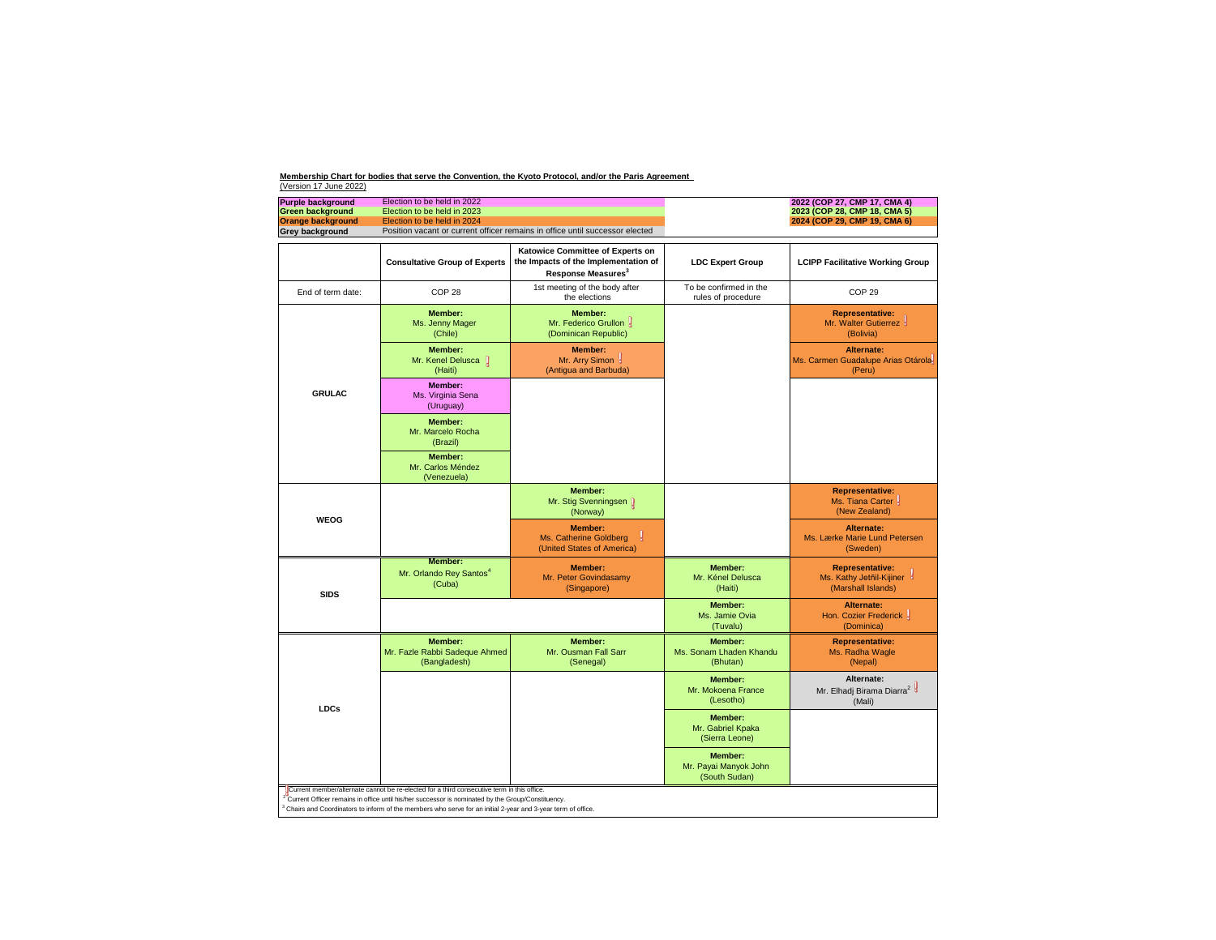**Membership Chart for bodies that serve the Convention, the Kyoto Protocol, and/or the Paris Agreement**

(Version 17 June 2022)

| | | |
|---|---|---|
| **Purple background** | Election to be held in 2022 | **2022 (COP 27, CMP 17, CMA 4)** |
| **Green background** | Election to be held in 2023 | **2023 (COP 28, CMP 18, CMA 5)** |
| **Orange background** | Election to be held in 2024 | **2024 (COP 29, CMP 19, CMA 6)** |
| **Grey background** | Position vacant or current officer remains in office until successor elected | |

| | Consultative Group of Experts | Katowice Committee of Experts on the Impacts of the Implementation of Response Measures[3] | LDC Expert Group | LCIPP Facilitative Working Group |
|---|---|---|---|---|
| End of term date: | COP 28 | 1st meeting of the body after the elections | To be confirmed in the rules of procedure | COP 29 |
| GRULAC | **Member:** Ms. Jenny Mager (Chile) | **Member:** Mr. Federico Grullon ! (Dominican Republic) | | **Representative:** Mr. Walter Gutierrez ! (Bolivia) |
| | **Member:** Mr. Kenel Delusca ! (Haiti) | **Member:** Mr. Arry Simon ! (Antigua and Barbuda) | | **Alternate:** Ms. Carmen Guadalupe Arias Otárola ! (Peru) |
| | **Member:** Ms. Virginia Sena (Uruguay) | | | |
| | **Member:** Mr. Marcelo Rocha (Brazil) | | | |
| | **Member:** Mr. Carlos Méndez (Venezuela) | | | |
| WEOG | | **Member:** Mr. Stig Svenningsen ! (Norway) | | **Representative:** Ms. Tiana Carter ! (New Zealand) |
| | | **Member:** Ms. Catherine Goldberg ! (United States of America) | | **Alternate:** Ms. Lærke Marie Lund Petersen (Sweden) |
| SIDS | **Member:** Mr. Orlando Rey Santos[4] (Cuba) | **Member:** Mr. Peter Govindasamy (Singapore) | **Member:** Mr. Kénel Delusca (Haiti) | **Representative:** Ms. Kathy Jetñil-Kijiner ! (Marshall Islands) |
| | | | **Member:** Ms. Jamie Ovia (Tuvalu) | **Alternate:** Hon. Cozier Frederick ! (Dominica) |
| LDCs | **Member:** Mr. Fazle Rabbi Sadeque Ahmed (Bangladesh) | **Member:** Mr. Ousman Fall Sarr (Senegal) | **Member:** Ms. Sonam Lhaden Khandu (Bhutan) | **Representative:** Ms. Radha Wagle (Nepal) |
| | | | **Member:** Mr. Mokoena France (Lesotho) | **Alternate:** Mr. Elhadj Birama Diarra[2] ! (Mali) |
| | | | **Member:** Mr. Gabriel Kpaka (Sierra Leone) | |
| | | | **Member:** Mr. Payai Manyok John (South Sudan) | |

! Current member/alternate cannot be re-elected for a third consecutive term in this office.

[2] Current Officer remains in office until his/her successor is nominated by the Group/Constituency.

[3] Chairs and Coordinators to inform of the members who serve for an initial 2-year and 3-year term of office.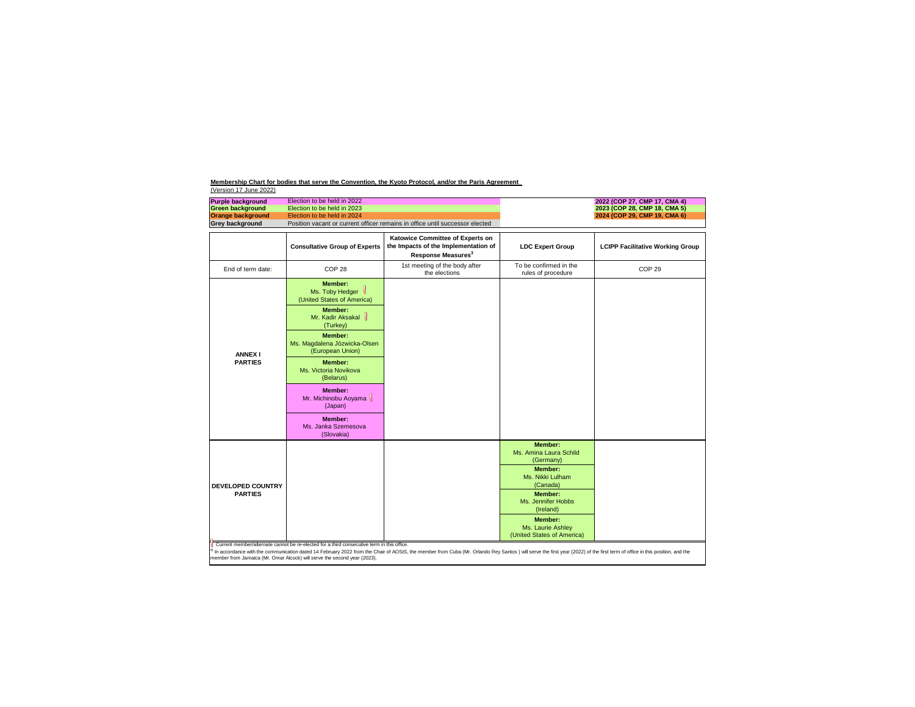**Membership Chart for bodies that serve the Convention, the Kyoto Protocol, and/or the Paris Agreement**
(Version 17 June 2022)

| | | |
|---|---|---|
| **Purple background** | Election to be held in 2022 | **2022 (COP 27, CMP 17, CMA 4)** |
| **Green background** | Election to be held in 2023 | **2023 (COP 28, CMP 18, CMA 5)** |
| **Orange background** | Election to be held in 2024 | **2024 (COP 29, CMP 19, CMA 6)** |
| **Grey background** | Position vacant or current officer remains in office until successor elected | |

| | Consultative Group of Experts | Katowice Committee of Experts on the Impacts of the Implementation of Response Measures[3] | LDC Expert Group | LCIPP Facilitative Working Group |
|---|---|---|---|---|
| End of term date: | COP 28 | 1st meeting of the body after the elections | To be confirmed in the rules of procedure | COP 29 |
| **ANNEX I PARTIES** | **Member:** Ms. Toby Hedger ! (United States of America) | | | |
| | **Member:** Mr. Kadir Aksakal ! (Turkey) | | | |
| | **Member:** Ms. Magdalena Józwicka-Olsen (European Union) | | | |
| | **Member:** Ms. Victoria Novikova (Belarus) | | | |
| | **Member:** Mr. Michinobu Aoyama ! (Japan) | | | |
| | **Member:** Ms. Janka Szemesova (Slovakia) | | | |
| **DEVELOPED COUNTRY PARTIES** | | | **Member:** Ms. Amina Laura Schild (Germany) | |
| | | | **Member:** Ms. Nikki Lulham (Canada) | |
| | | | **Member:** Ms. Jennifer Hobbs (Ireland) | |
| | | | **Member:** Ms. Laurie Ashley (United States of America) | |

! Current member/alternate cannot be re-elected for a third consecutive term in this office.

[a] In accordance with the communication dated 14 February 2022 from the Chair of AOSIS, the member from Cuba (Mr. Orlando Rey Santos ) will serve the first year (2022) of the first term of office in this position, and the member from Jamaica (Mr. Omar Alcock) will serve the second year (2023).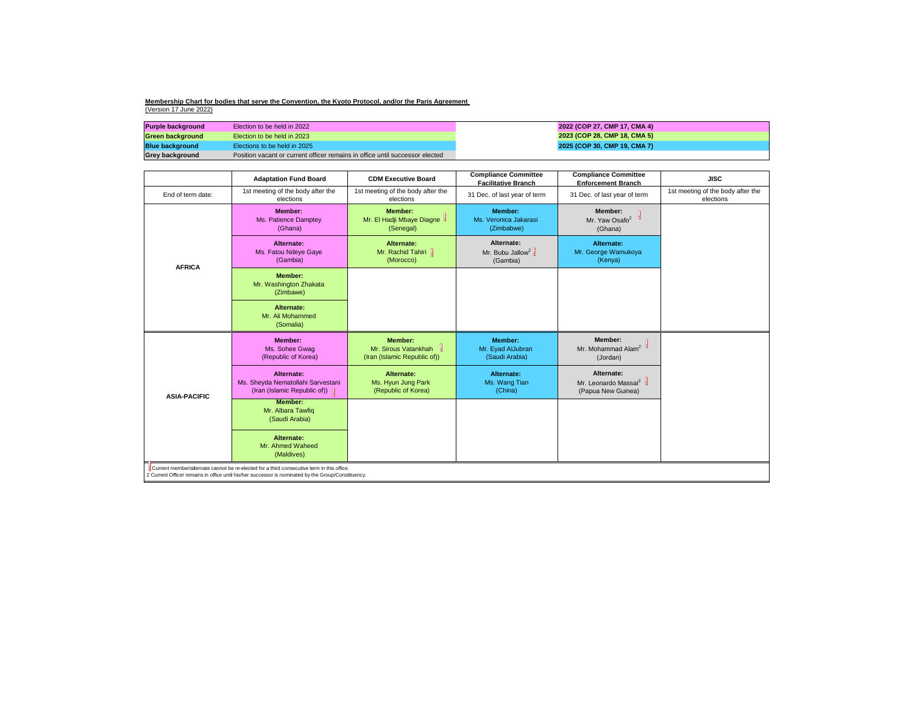**Membership Chart for bodies that serve the Convention, the Kyoto Protocol, and/or the Paris Agreement**
(Version 17 June 2022)

| | | |
|---|---|---|
| **Purple background** | Election to be held in 2022 | **2022 (COP 27, CMP 17, CMA 4)** |
| **Green background** | Election to be held in 2023 | **2023 (COP 28, CMP 18, CMA 5)** |
| **Blue background** | Elections to be held in 2025 | **2025 (COP 30, CMP 19, CMA 7)** |
| **Grey background** | Position vacant or current officer remains in office until successor elected | |

| | **Adaptation Fund Board** | **CDM Executive Board** | **Compliance Committee Facilitative Branch** | **Compliance Committee Enforcement Branch** | **JISC** |
|---|---|---|---|---|---|
| End of term date: | 1st meeting of the body after the elections | 1st meeting of the body after the elections | 31 Dec. of last year of term | 31 Dec. of last year of term | 1st meeting of the body after the elections |
| **AFRICA** | **Member:** Ms. Patience Damptey (Ghana) | **Member:** Mr. El Hadji Mbaye Diagne ! (Senegal) | **Member:** Ms. Veronica Jakarasi (Zimbabwe) | **Member:** Mr. Yaw Osafo[2] ! (Ghana) | |
| | **Alternate:** Ms. Fatou Ndeye Gaye (Gambia) | **Alternate:** Mr. Rachid Tahiri ! (Morocco) | **Alternate:** Mr. Bubu Jallow[2] ! (Gambia) | **Alternate:** Mr. George Wamukoya (Kenya) | |
| | **Member:** Mr. Washington Zhakata (Zimbawe) | | | | |
| | **Alternate:** Mr. Ali Mohammed (Somalia) | | | | |
| **ASIA-PACIFIC** | **Member:** Ms. Sohee Gwag (Republic of Korea) | **Member:** Mr. Sirous Vatankhah ! (Iran (Islamic Republic of)) | **Member:** Mr. Eyad AlJubran (Saudi Arabia) | **Member:** Mr. Mohammad Alam[2] ! (Jordan) | |
| | **Alternate:** Ms. Sheyda Nematollahi Sarvestani (Iran (Islamic Republic of)) ! | **Alternate:** Ms. Hyun Jung Park (Republic of Korea) | **Alternate:** Ms. Wang Tian (China) | **Alternate:** Mr. Leonardo Massai[2] ! (Papua New Guinea) | |
| | **Member:** Mr. Albara Tawfiq (Saudi Arabia) | | | | |
| | **Alternate:** Mr. Ahmed Waheed (Maldives) | | | | |

! Current member/alternate cannot be re-elected for a third consecutive term in this office.
2 Current Officer remains in office until his/her successor is nominated by the Group/Constituency.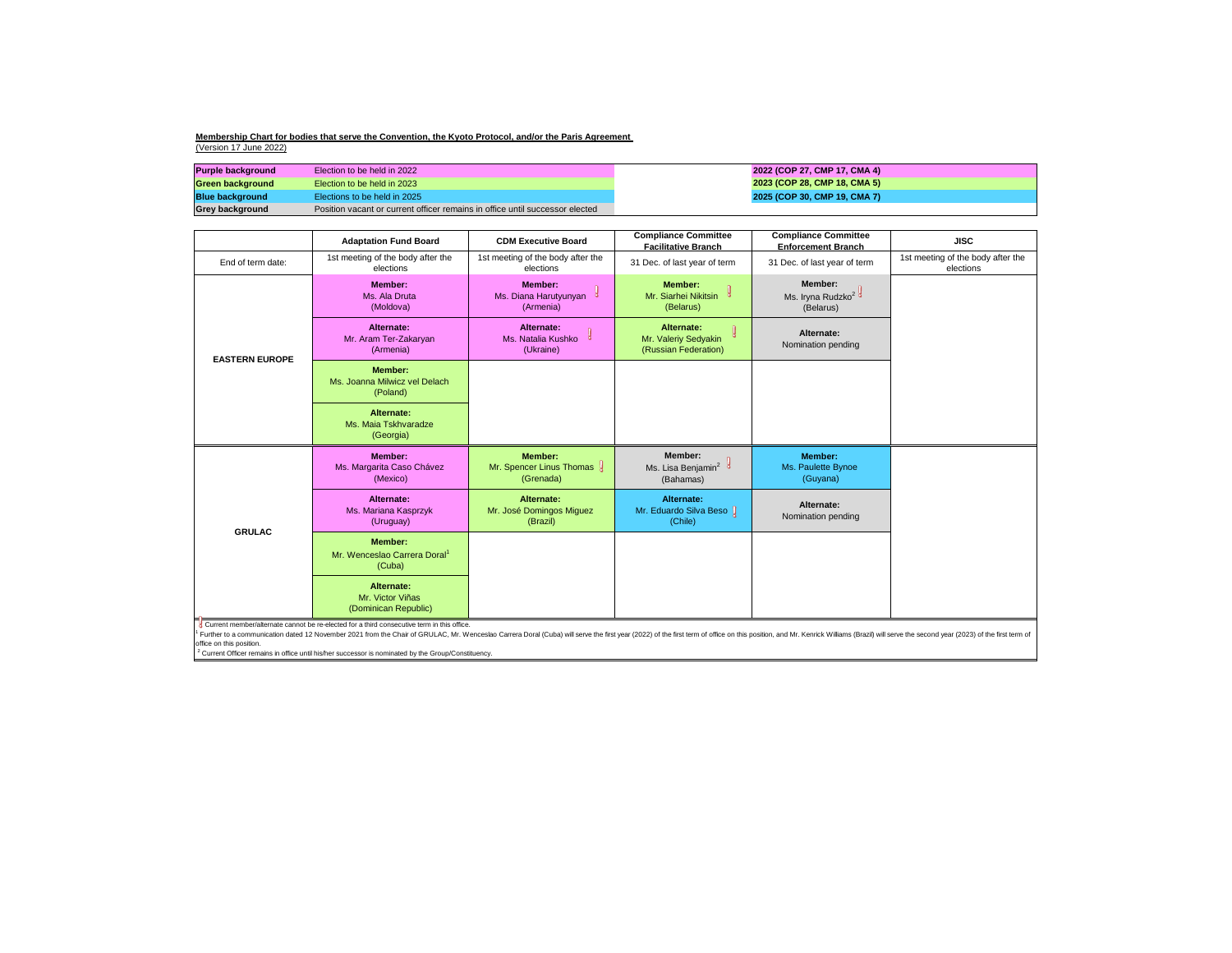**Membership Chart for bodies that serve the Convention, the Kyoto Protocol, and/or the Paris Agreement**
(Version 17 June 2022)

| | | |
|---|---|---|
| **Purple background** | Election to be held in 2022 | **2022 (COP 27, CMP 17, CMA 4)** |
| **Green background** | Election to be held in 2023 | **2023 (COP 28, CMP 18, CMA 5)** |
| **Blue background** | Elections to be held in 2025 | **2025 (COP 30, CMP 19, CMA 7)** |
| **Grey background** | Position vacant or current officer remains in office until successor elected | |

| | **Adaptation Fund Board** | **CDM Executive Board** | **Compliance Committee Facilitative Branch** | **Compliance Committee Enforcement Branch** | **JISC** |
|---|---|---|---|---|---|
| End of term date: | 1st meeting of the body after the elections | 1st meeting of the body after the elections | 31 Dec. of last year of term | 31 Dec. of last year of term | 1st meeting of the body after the elections |
| **EASTERN EUROPE** | **Member:** Ms. Ala Druta (Moldova) | **Member:** Ms. Diana Harutyunyan ! (Armenia) | **Member:** Mr. Siarhei Nikitsin ! (Belarus) | **Member:** Ms. Iryna Rudzko[2] ! (Belarus) | |
| | **Alternate:** Mr. Aram Ter-Zakaryan (Armenia) | **Alternate:** Ms. Natalia Kushko ! (Ukraine) | **Alternate:** Mr. Valeriy Sedyakin ! (Russian Federation) | **Alternate:** Nomination pending | |
| | **Member:** Ms. Joanna Milwicz vel Delach (Poland) | | | | |
| | **Alternate:** Ms. Maia Tskhvaradze (Georgia) | | | | |
| **GRULAC** | **Member:** Ms. Margarita Caso Chávez (Mexico) | **Member:** Mr. Spencer Linus Thomas ! (Grenada) | **Member:** Ms. Lisa Benjamin[2] ! (Bahamas) | **Member:** Ms. Paulette Bynoe (Guyana) | |
| | **Alternate:** Ms. Mariana Kasprzyk (Uruguay) | **Alternate:** Mr. José Domingos Miguez (Brazil) | **Alternate:** Mr. Eduardo Silva Beso ! (Chile) | **Alternate:** Nomination pending | |
| | **Member:** Mr. Wenceslao Carrera Doral[1] (Cuba) | | | | |
| | **Alternate:** Mr. Victor Viñas (Dominican Republic) | | | | |

! Current member/alternate cannot be re-elected for a third consecutive term in this office.

[1] Further to a communication dated 12 November 2021 from the Chair of GRULAC, Mr. Wenceslao Carrera Doral (Cuba) will serve the first year (2022) of the first term of office on this position, and Mr. Kenrick Williams (Brazil) will serve the second year (2023) of the first term of office on this position.

[2] Current Officer remains in office until his/her successor is nominated by the Group/Constituency.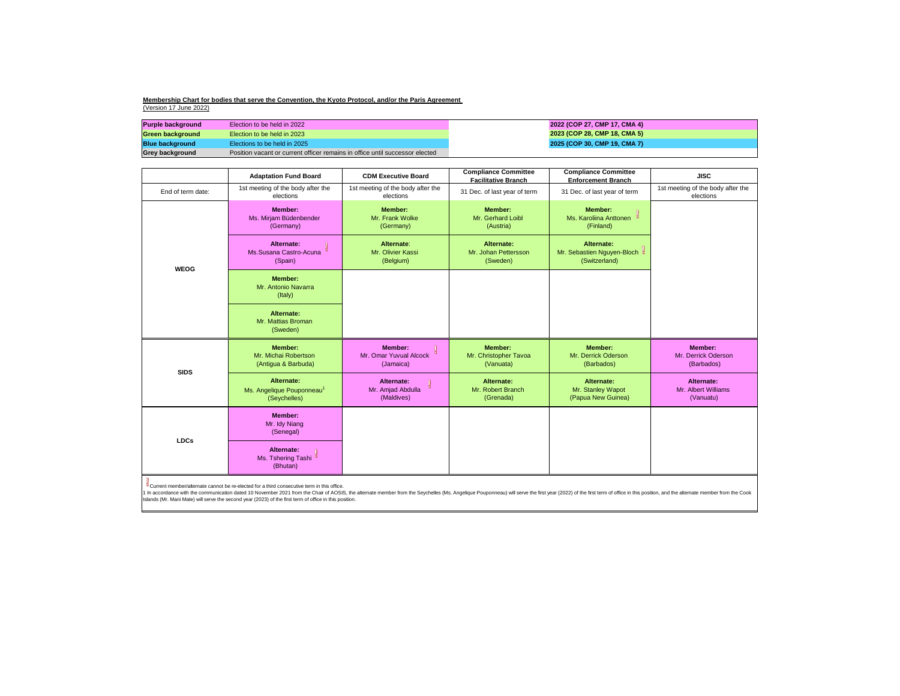**Membership Chart for bodies that serve the Convention, the Kyoto Protocol, and/or the Paris Agreement**

(Version 17 June 2022)

| | | |
|---|---|---|
| **Purple background** | Election to be held in 2022 | **2022 (COP 27, CMP 17, CMA 4)** |
| **Green background** | Election to be held in 2023 | **2023 (COP 28, CMP 18, CMA 5)** |
| **Blue background** | Elections to be held in 2025 | **2025 (COP 30, CMP 19, CMA 7)** |
| **Grey background** | Position vacant or current officer remains in office until successor elected | |

| | Adaptation Fund Board | CDM Executive Board | Compliance Committee Facilitative Branch | Compliance Committee Enforcement Branch | JISC |
|---|---|---|---|---|---|
| End of term date: | 1st meeting of the body after the elections | 1st meeting of the body after the elections | 31 Dec. of last year of term | 31 Dec. of last year of term | 1st meeting of the body after the elections |
| WEOG | **Member:** Ms. Mirjam Büdenbender (Germany) | **Member:** Mr. Frank Wolke (Germany) | **Member:** Mr. Gerhard Loibl (Austria) | **Member:** Ms. Karoliina Anttonen ! (Finland) | |
| | **Alternate:** Ms.Susana Castro-Acuna ! (Spain) | **Alternate:** Mr. Olivier Kassi (Belgium) | **Alternate:** Mr. Johan Pettersson (Sweden) | **Alternate:** Mr. Sebastien Nguyen-Bloch ! (Switzerland) | |
| | **Member:** Mr. Antonio Navarra (Italy) | | | | |
| | **Alternate:** Mr. Mattias Broman (Sweden) | | | | |
| SIDS | **Member:** Mr. Michai Robertson (Antigua & Barbuda) | **Member:** Mr. Omar Yuvual Alcock ! (Jamaica) | **Member:** Mr. Christopher Tavoa (Vanuata) | **Member:** Mr. Derrick Oderson (Barbados) | **Member:** Mr. Derrick Oderson (Barbados) |
| | **Alternate:** Ms. Angelique Pouponneau[1] (Seychelles) | **Alternate:** Mr. Amjad Abdulla ! (Maldives) | **Alternate:** Mr. Robert Branch (Grenada) | **Alternate:** Mr. Stanley Wapot (Papua New Guinea) | **Alternate:** Mr. Albert Williams (Vanuatu) |
| LDCs | **Member:** Mr. Idy Niang (Senegal) | | | | |
| | **Alternate:** Ms. Tshering Tashi ! (Bhutan) | | | | |

! Current member/alternate cannot be re-elected for a third consecutive term in this office.

1 In accordance with the communication dated 10 November 2021 from the Chair of AOSIS, the alternate member from the Seychelles (Ms. Angelique Pouponneau) will serve the first year (2022) of the first term of office in this position, and the alternate member from the Cook Islands (Mr. Mani Mate) will serve the second year (2023) of the first term of office in this position.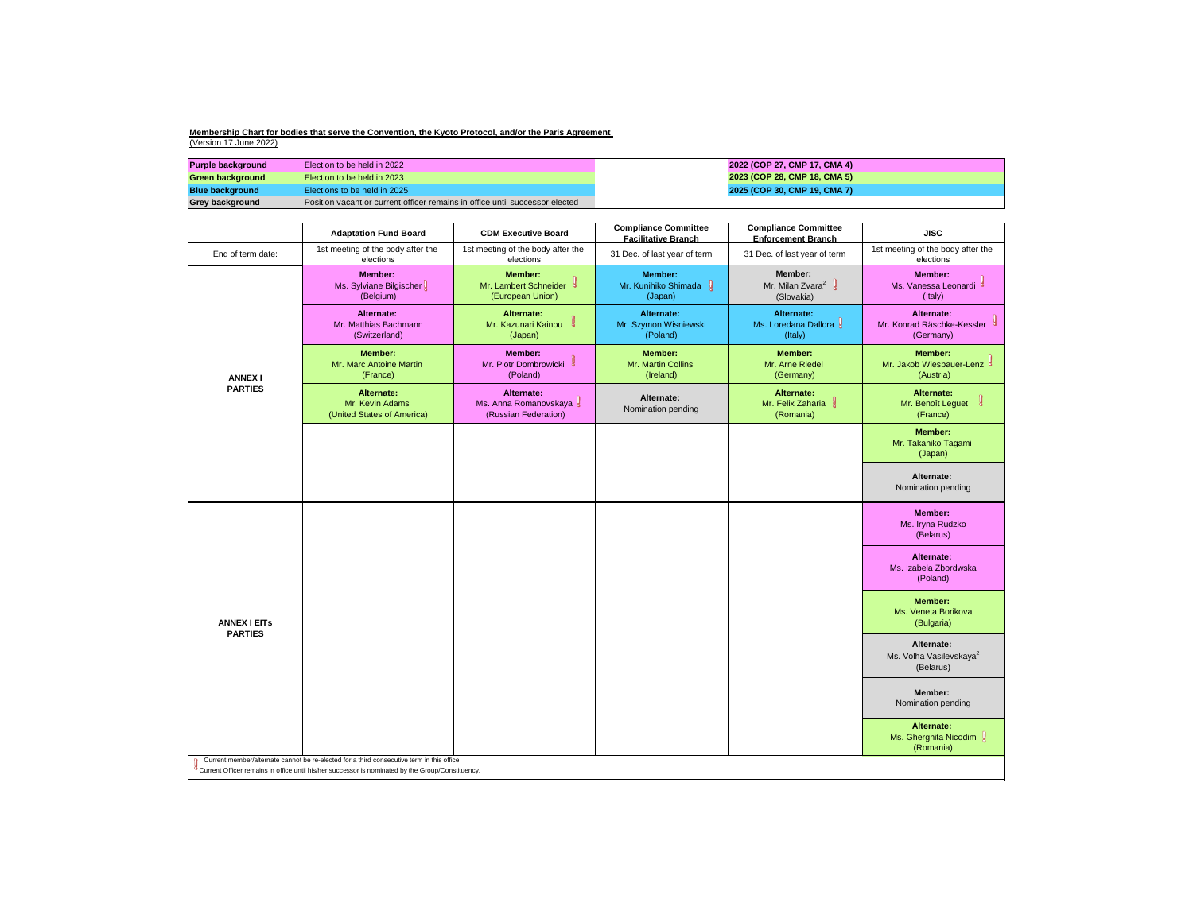**Membership Chart for bodies that serve the Convention, the Kyoto Protocol, and/or the Paris Agreement**
(Version 17 June 2022)

| | | | |
|---|---|---|---|
| **Purple background** | Election to be held in 2022 | | **2022 (COP 27, CMP 17, CMA 4)** |
| **Green background** | Election to be held in 2023 | | **2023 (COP 28, CMP 18, CMA 5)** |
| **Blue background** | Elections to be held in 2025 | | **2025 (COP 30, CMP 19, CMA 7)** |
| **Grey background** | Position vacant or current officer remains in office until successor elected | | |

| | **Adaptation Fund Board** | **CDM Executive Board** | **Compliance Committee Facilitative Branch** | **Compliance Committee Enforcement Branch** | **JISC** |
|---|---|---|---|---|---|
| End of term date: | 1st meeting of the body after the elections | 1st meeting of the body after the elections | 31 Dec. of last year of term | 31 Dec. of last year of term | 1st meeting of the body after the elections |
| **ANNEX I PARTIES** | **Member:** Ms. Sylviane Bilgischer ! (Belgium) | **Member:** Mr. Lambert Schneider ! (European Union) | **Member:** Mr. Kunihiko Shimada ! (Japan) | **Member:** Mr. Milan Zvara[2] ! (Slovakia) | **Member:** Ms. Vanessa Leonardi ! (Italy) |
| | **Alternate:** Mr. Matthias Bachmann (Switzerland) | **Alternate:** Mr. Kazunari Kainou ! (Japan) | **Alternate:** Mr. Szymon Wisniewski (Poland) | **Alternate:** Ms. Loredana Dallora ! (Italy) | **Alternate:** Mr. Konrad Räschke-Kessler ! (Germany) |
| | **Member:** Mr. Marc Antoine Martin (France) | **Member:** Mr. Piotr Dombrowicki ! (Poland) | **Member:** Mr. Martin Collins (Ireland) | **Member:** Mr. Arne Riedel (Germany) | **Member:** Mr. Jakob Wiesbauer-Lenz ! (Austria) |
| | **Alternate:** Mr. Kevin Adams (United States of America) | **Alternate:** Ms. Anna Romanovskaya ! (Russian Federation) | **Alternate:** Nomination pending | **Alternate:** Mr. Felix Zaharia ! (Romania) | **Alternate:** Mr. Benoît Leguet ! (France) |
| | | | | | **Member:** Mr. Takahiko Tagami (Japan) |
| | | | | | **Alternate:** Nomination pending |
| **ANNEX I EITs PARTIES** | | | | | **Member:** Ms. Iryna Rudzko (Belarus) |
| | | | | | **Alternate:** Ms. Izabela Zbordwska (Poland) |
| | | | | | **Member:** Ms. Veneta Borikova (Bulgaria) |
| | | | | | **Alternate:** Ms. Volha Vasilevskaya[2] (Belarus) |
| | | | | | **Member:** Nomination pending |
| | | | | | **Alternate:** Ms. Gherghita Nicodim ! (Romania) |

! Current member/alternate cannot be re-elected for a third consecutive term in this office.

[2] Current Officer remains in office until his/her successor is nominated by the Group/Constituency.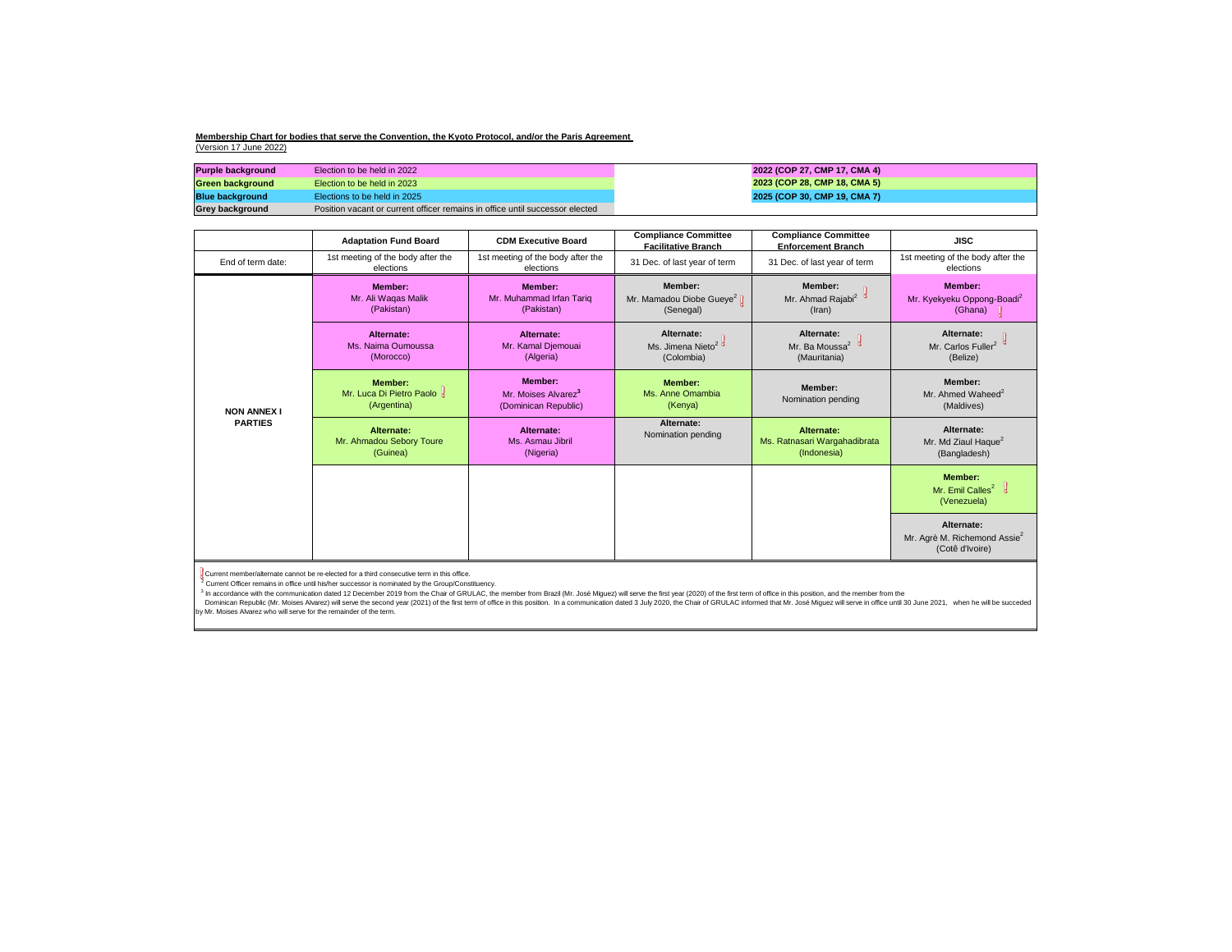**Membership Chart for bodies that serve the Convention, the Kyoto Protocol, and/or the Paris Agreement**
(Version 17 June 2022)

| | | |
|---|---|---|
| **Purple background** | Election to be held in 2022 | **2022 (COP 27, CMP 17, CMA 4)** |
| **Green background** | Election to be held in 2023 | **2023 (COP 28, CMP 18, CMA 5)** |
| **Blue background** | Elections to be held in 2025 | **2025 (COP 30, CMP 19, CMA 7)** |
| **Grey background** | Position vacant or current officer remains in office until successor elected | |

| | Adaptation Fund Board | CDM Executive Board | Compliance Committee Facilitative Branch | Compliance Committee Enforcement Branch | JISC |
|---|---|---|---|---|---|
| End of term date: | 1st meeting of the body after the elections | 1st meeting of the body after the elections | 31 Dec. of last year of term | 31 Dec. of last year of term | 1st meeting of the body after the elections |
| **NON ANNEX I PARTIES** | **Member:** Mr. Ali Waqas Malik (Pakistan) | **Member:** Mr. Muhammad Irfan Tariq (Pakistan) | **Member:** Mr. Mamadou Diobe Gueye[2] ! (Senegal) | **Member:** Mr. Ahmad Rajabi[2] ! (Iran) | **Member:** Mr. Kyekyeku Oppong-Boadi[2] (Ghana) ! |
| | **Alternate:** Ms. Naima Oumoussa (Morocco) | **Alternate:** Mr. Kamal Djemouai (Algeria) | **Alternate:** Ms. Jimena Nieto[2] ! (Colombia) | **Alternate:** Mr. Ba Moussa[2] ! (Mauritania) | **Alternate:** Mr. Carlos Fuller[2] ! (Belize) |
| | **Member:** Mr. Luca Di Pietro Paolo ! (Argentina) | **Member:** Mr. Moises Alvarez[3] (Dominican Republic) | **Member:** Ms. Anne Omambia (Kenya) | **Member:** Nomination pending | **Member:** Mr. Ahmed Waheed[2] (Maldives) |
| | **Alternate:** Mr. Ahmadou Sebory Toure (Guinea) | **Alternate:** Ms. Asmau Jibril (Nigeria) | **Alternate:** Nomination pending | **Alternate:** Ms. Ratnasari Wargahadibrata (Indonesia) | **Alternate:** Mr. Md Ziaul Haque[2] (Bangladesh) |
| | | | | | **Member:** Mr. Emil Calles[2] ! (Venezuela) |
| | | | | | **Alternate:** Mr. Agrè M. Richemond Assie[2] (Cotê d'Ivoire) |

! Current member/alternate cannot be re-elected for a third consecutive term in this office.

[2] Current Officer remains in office until his/her successor is nominated by the Group/Constituency.

[3] In accordance with the communication dated 12 December 2019 from the Chair of GRULAC, the member from Brazil (Mr. José Miguez) will serve the first year (2020) of the first term of office in this position, and the member from the Dominican Republic (Mr. Moises Alvarez) will serve the second year (2021) of the first term of office in this position. In a communication dated 3 July 2020, the Chair of GRULAC informed that Mr. José Miguez will serve in office until 30 June 2021, when he will be succeded by Mr. Moises Alvarez who will serve for the remainder of the term.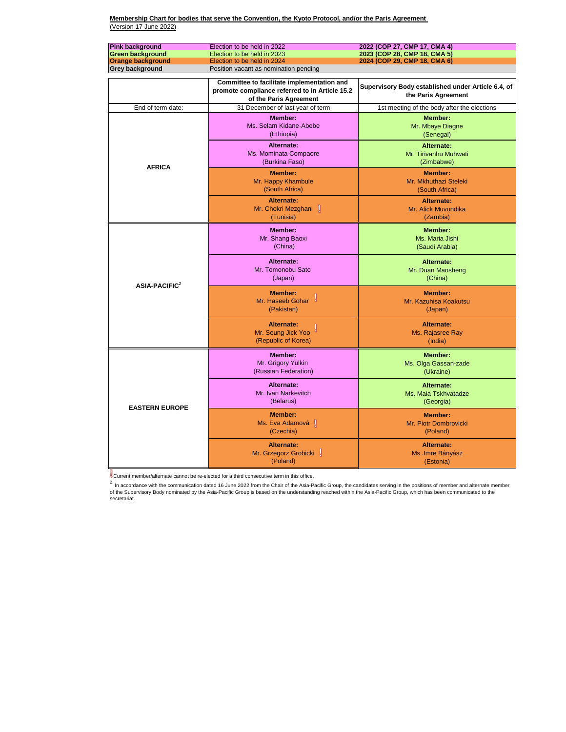**Membership Chart for bodies that serve the Convention, the Kyoto Protocol, and/or the Paris Agreement**
(Version 17 June 2022)

| | | |
|---|---|---|
| **Pink background** | Election to be held in 2022 | **2022 (COP 27, CMP 17, CMA 4)** |
| **Green background** | Election to be held in 2023 | **2023 (COP 28, CMP 18, CMA 5)** |
| **Orange background** | Election to be held in 2024 | **2024 (COP 29, CMP 18, CMA 6)** |
| **Grey background** | Position vacant as nomination pending | |

| | **Committee to facilitate implementation and promote compliance referred to in Article 15.2 of the Paris Agreement** | **Supervisory Body established under Article 6.4, of the Paris Agreement** |
|---|---|---|
| End of term date: | 31 December of last year of term | 1st meeting of the body after the elections |
| **AFRICA** | **Member:** Ms. Selam Kidane-Abebe (Ethiopia) | **Member:** Mr. Mbaye Diagne (Senegal) |
| | **Alternate:** Ms. Mominata Compaore (Burkina Faso) | **Alternate:** Mr. Tirivanhu Muhwati (Zimbabwe) |
| | **Member:** Mr. Happy Khambule (South Africa) | **Member:** Mr. Mkhuthazi Steleki (South Africa) |
| | **Alternate:** Mr. Chokri Mezghani ! (Tunisia) | **Alternate:** Mr. Alick Muvundika (Zambia) |
| **ASIA-PACIFIC**[2] | **Member:** Mr. Shang Baoxi (China) | **Member:** Ms. Maria Jishi (Saudi Arabia) |
| | **Alternate:** Mr. Tomonobu Sato (Japan) | **Alternate:** Mr. Duan Maosheng (China) |
| | **Member:** Mr. Haseeb Gohar ! (Pakistan) | **Member:** Mr. Kazuhisa Koakutsu (Japan) |
| | **Alternate:** Mr. Seung Jick Yoo ! (Republic of Korea) | **Alternate:** Ms. Rajasree Ray (India) |
| **EASTERN EUROPE** | **Member:** Mr. Grigory Yulkin (Russian Federation) | **Member:** Ms. Olga Gassan-zade (Ukraine) |
| | **Alternate:** Mr. Ivan Narkevitch (Belarus) | **Alternate:** Ms. Maia Tskhvatadze (Georgia) |
| | **Member:** Ms. Eva Adamová ! (Czechia) | **Member:** Mr. Piotr Dombrovicki (Poland) |
| | **Alternate:** Mr. Grzegorz Grobicki ! (Poland) | **Alternate:** Ms .Imre Bányász (Estonia) |

! Current member/alternate cannot be re-elected for a third consecutive term in this office.

[2] In accordance with the communication dated 16 June 2022 from the Chair of the Asia-Pacific Group, the candidates serving in the positions of member and alternate member of the Supervisory Body nominated by the Asia-Pacific Group is based on the understanding reached within the Asia-Pacific Group, which has been communicated to the secretariat.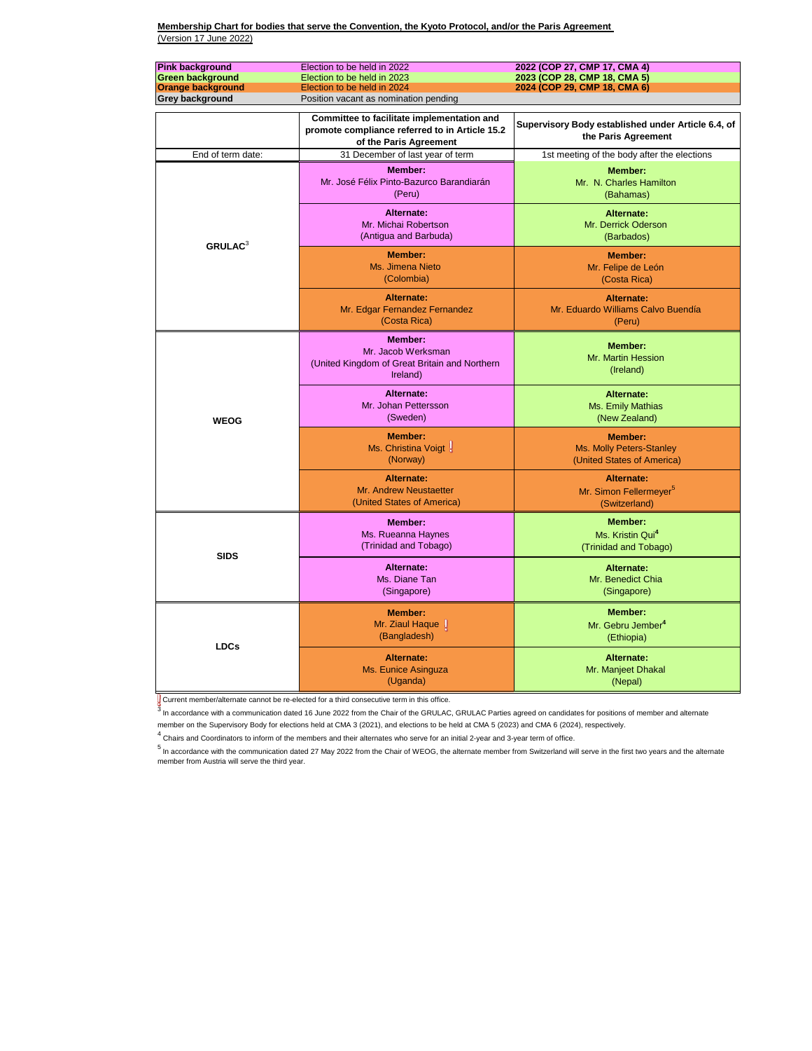**Membership Chart for bodies that serve the Convention, the Kyoto Protocol, and/or the Paris Agreement**
(Version 17 June 2022)

| | | |
|---|---|---|
| **Pink background** | Election to be held in 2022 | **2022 (COP 27, CMP 17, CMA 4)** |
| **Green background** | Election to be held in 2023 | **2023 (COP 28, CMP 18, CMA 5)** |
| **Orange background** | Election to be held in 2024 | **2024 (COP 29, CMP 18, CMA 6)** |
| **Grey background** | Position vacant as nomination pending | |

| | **Committee to facilitate implementation and promote compliance referred to in Article 15.2 of the Paris Agreement** | **Supervisory Body established under Article 6.4, of the Paris Agreement** |
|---|---|---|
| End of term date: | 31 December of last year of term | 1st meeting of the body after the elections |
| **GRULAC**[3] | **Member:** Mr. José Félix Pinto-Bazurco Barandiarán (Peru) | **Member:** Mr. N. Charles Hamilton (Bahamas) |
| | **Alternate:** Mr. Michai Robertson (Antigua and Barbuda) | **Alternate:** Mr. Derrick Oderson (Barbados) |
| | **Member:** Ms. Jimena Nieto (Colombia) | **Member:** Mr. Felipe de León (Costa Rica) |
| | **Alternate:** Mr. Edgar Fernandez Fernandez (Costa Rica) | **Alternate:** Mr. Eduardo Williams Calvo Buendía (Peru) |
| **WEOG** | **Member:** Mr. Jacob Werksman (United Kingdom of Great Britain and Northern Ireland) | **Member:** Mr. Martin Hession (Ireland) |
| | **Alternate:** Mr. Johan Pettersson (Sweden) | **Alternate:** Ms. Emily Mathias (New Zealand) |
| | **Member:** Ms. Christina Voigt ! (Norway) | **Member:** Ms. Molly Peters-Stanley (United States of America) |
| | **Alternate:** Mr. Andrew Neustaetter (United States of America) | **Alternate:** Mr. Simon Fellermeyer[5] (Switzerland) |
| **SIDS** | **Member:** Ms. Rueanna Haynes (Trinidad and Tobago) | **Member:** Ms. Kristin Qui[4] (Trinidad and Tobago) |
| | **Alternate:** Ms. Diane Tan (Singapore) | **Alternate:** Mr. Benedict Chia (Singapore) |
| **LDCs** | **Member:** Mr. Ziaul Haque ! (Bangladesh) | **Member:** Mr. Gebru Jember[4] (Ethiopia) |
| | **Alternate:** Ms. Eunice Asinguza (Uganda) | **Alternate:** Mr. Manjeet Dhakal (Nepal) |

! Current member/alternate cannot be re-elected for a third consecutive term in this office.

[3] In accordance with a communication dated 16 June 2022 from the Chair of the GRULAC, GRULAC Parties agreed on candidates for positions of member and alternate member on the Supervisory Body for elections held at CMA 3 (2021), and elections to be held at CMA 5 (2023) and CMA 6 (2024), respectively.

[4] Chairs and Coordinators to inform of the members and their alternates who serve for an initial 2-year and 3-year term of office.

[5] In accordance with the communication dated 27 May 2022 from the Chair of WEOG, the alternate member from Switzerland will serve in the first two years and the alternate member from Austria will serve the third year.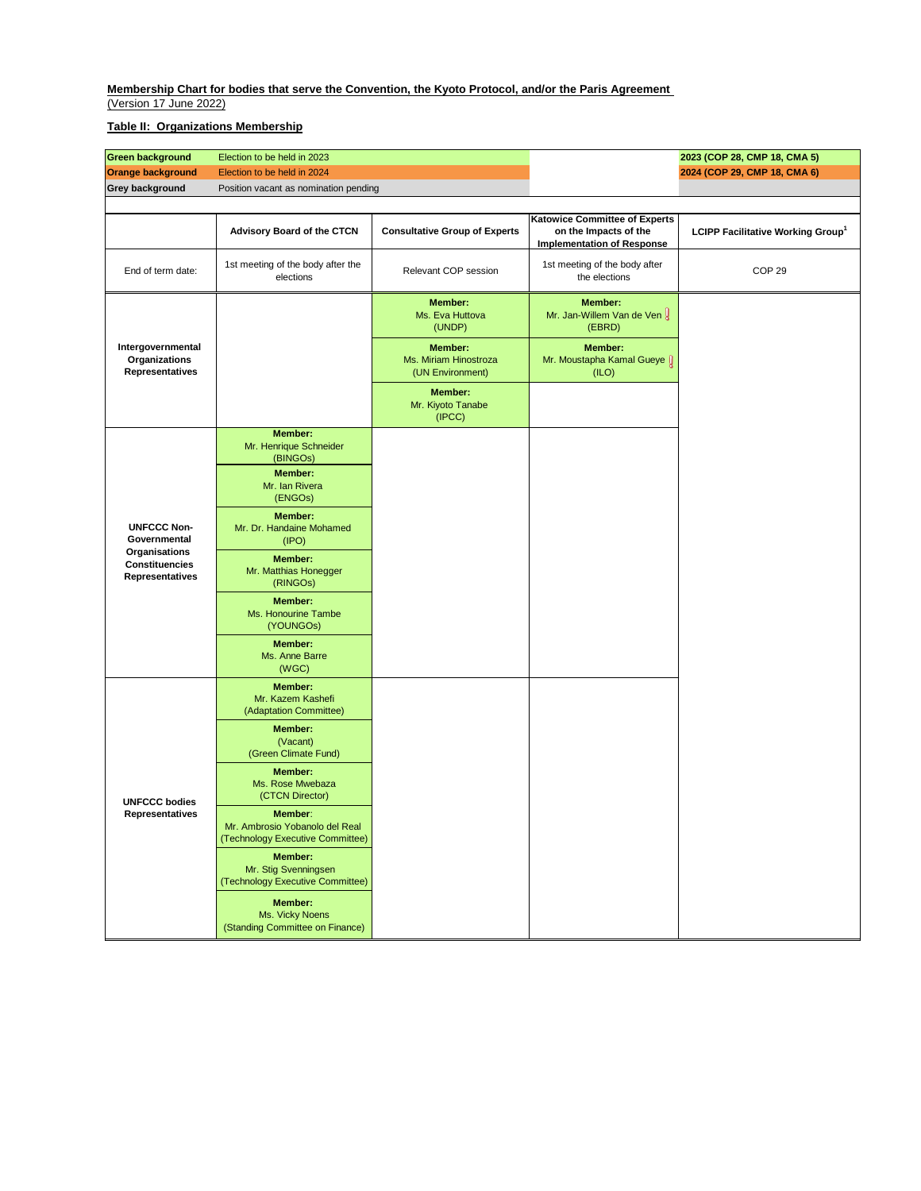**Membership Chart for bodies that serve the Convention, the Kyoto Protocol, and/or the Paris Agreement**
(Version 17 June 2022)

**Table II: Organizations Membership**

| | | | |
|---|---|---|---|
| **Green background** | Election to be held in 2023 | | **2023 (COP 28, CMP 18, CMA 5)** |
| **Orange background** | Election to be held in 2024 | | **2024 (COP 29, CMP 18, CMA 6)** |
| **Grey background** | Position vacant as nomination pending | | |

| | **Advisory Board of the CTCN** | **Consultative Group of Experts** | **Katowice Committee of Experts on the Impacts of the Implementation of Response** | **LCIPP Facilitative Working Group**[1] |
|---|---|---|---|---|
| End of term date: | 1st meeting of the body after the elections | Relevant COP session | 1st meeting of the body after the elections | COP 29 |
| **Intergovernmental Organizations Representatives** | | **Member:** Ms. Eva Huttova (UNDP) | **Member:** Mr. Jan-Willem Van de Ven (EBRD) | |
| | | **Member:** Ms. Miriam Hinostroza (UN Environment) | **Member:** Mr. Moustapha Kamal Gueye (ILO) | |
| | | **Member:** Mr. Kiyoto Tanabe (IPCC) | | |
| **UNFCCC Non-Governmental Organisations Constituencies Representatives** | **Member:** Mr. Henrique Schneider (BINGOs) | | | |
| | **Member:** Mr. Ian Rivera (ENGOs) | | | |
| | **Member:** Mr. Dr. Handaine Mohamed (IPO) | | | |
| | **Member:** Mr. Matthias Honegger (RINGOs) | | | |
| | **Member:** Ms. Honourine Tambe (YOUNGOs) | | | |
| | **Member:** Ms. Anne Barre (WGC) | | | |
| **UNFCCC bodies Representatives** | **Member:** Mr. Kazem Kashefi (Adaptation Committee) | | | |
| | **Member:** (Vacant) (Green Climate Fund) | | | |
| | **Member:** Ms. Rose Mwebaza (CTCN Director) | | | |
| | **Member:** Mr. Ambrosio Yobanolo del Real (Technology Executive Committee) | | | |
| | **Member:** Mr. Stig Svenningsen (Technology Executive Committee) | | | |
| | **Member:** Ms. Vicky Noens (Standing Committee on Finance) | | | |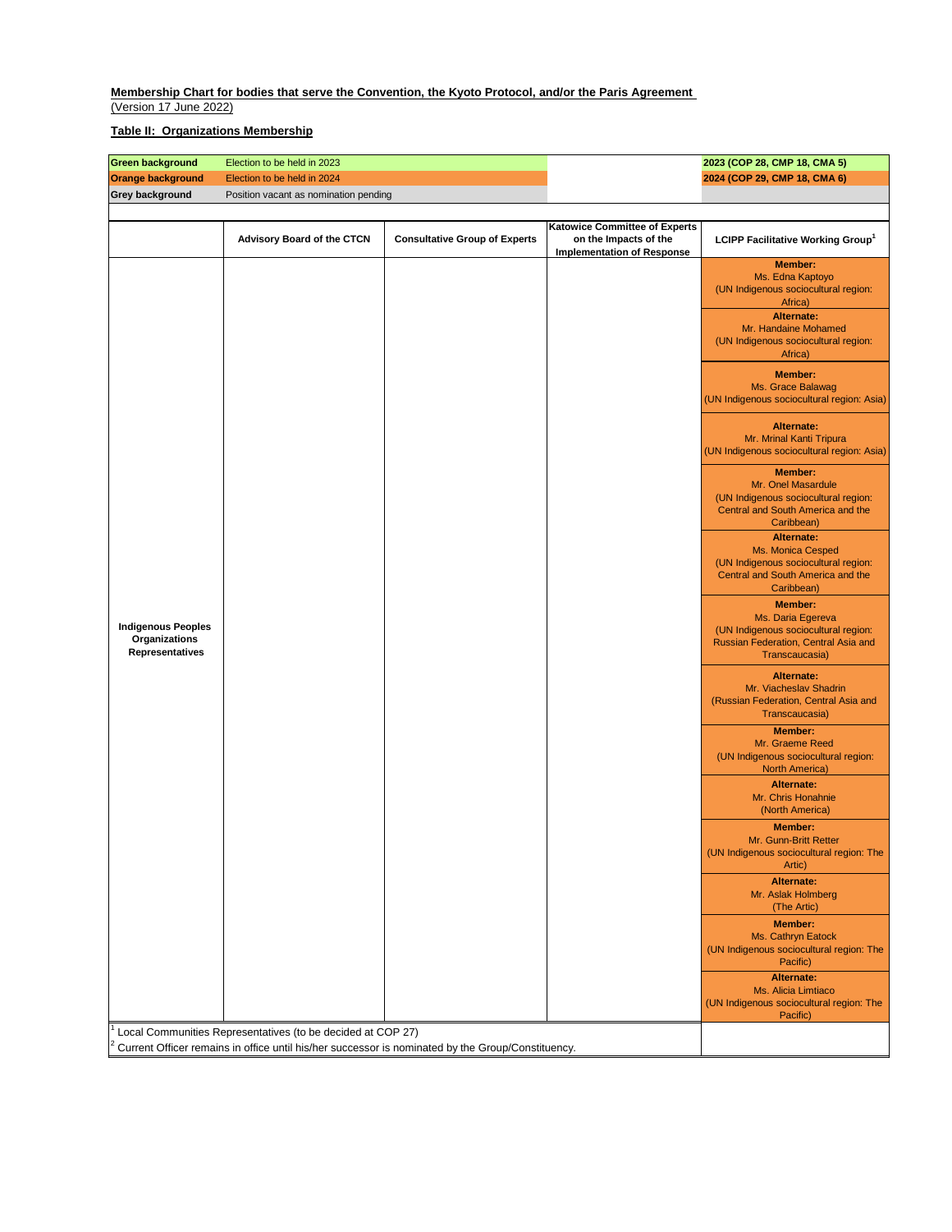**Membership Chart for bodies that serve the Convention, the Kyoto Protocol, and/or the Paris Agreement**
(Version 17 June 2022)

**Table II: Organizations Membership**

| | | | |
|---|---|---|---|
| **Green background** | Election to be held in 2023 | | **2023 (COP 28, CMP 18, CMA 5)** |
| **Orange background** | Election to be held in 2024 | | **2024 (COP 29, CMP 18, CMA 6)** |
| **Grey background** | Position vacant as nomination pending | | |

| | Advisory Board of the CTCN | Consultative Group of Experts | Katowice Committee of Experts on the Impacts of the Implementation of Response | LCIPP Facilitative Working Group[1] |
|---|---|---|---|---|
| **Indigenous Peoples Organizations Representatives** | | | | **Member:** Ms. Edna Kaptoyo (UN Indigenous sociocultural region: Africa) |
| | | | | **Alternate:** Mr. Handaine Mohamed (UN Indigenous sociocultural region: Africa) |
| | | | | **Member:** Ms. Grace Balawag (UN Indigenous sociocultural region: Asia) |
| | | | | **Alternate:** Mr. Mrinal Kanti Tripura (UN Indigenous sociocultural region: Asia) |
| | | | | **Member:** Mr. Onel Masardule (UN Indigenous sociocultural region: Central and South America and the Caribbean) |
| | | | | **Alternate:** Ms. Monica Cesped (UN Indigenous sociocultural region: Central and South America and the Caribbean) |
| | | | | **Member:** Ms. Daria Egereva (UN Indigenous sociocultural region: Russian Federation, Central Asia and Transcaucasia) |
| | | | | **Alternate:** Mr. Viacheslav Shadrin (Russian Federation, Central Asia and Transcaucasia) |
| | | | | **Member:** Mr. Graeme Reed (UN Indigenous sociocultural region: North America) |
| | | | | **Alternate:** Mr. Chris Honahnie (North America) |
| | | | | **Member:** Mr. Gunn-Britt Retter (UN Indigenous sociocultural region: The Artic) |
| | | | | **Alternate:** Mr. Aslak Holmberg (The Artic) |
| | | | | **Member:** Ms. Cathryn Eatock (UN Indigenous sociocultural region: The Pacific) |
| | | | | **Alternate:** Ms. Alicia Limtiaco (UN Indigenous sociocultural region: The Pacific) |

[1] Local Communities Representatives (to be decided at COP 27)

[2] Current Officer remains in office until his/her successor is nominated by the Group/Constituency.